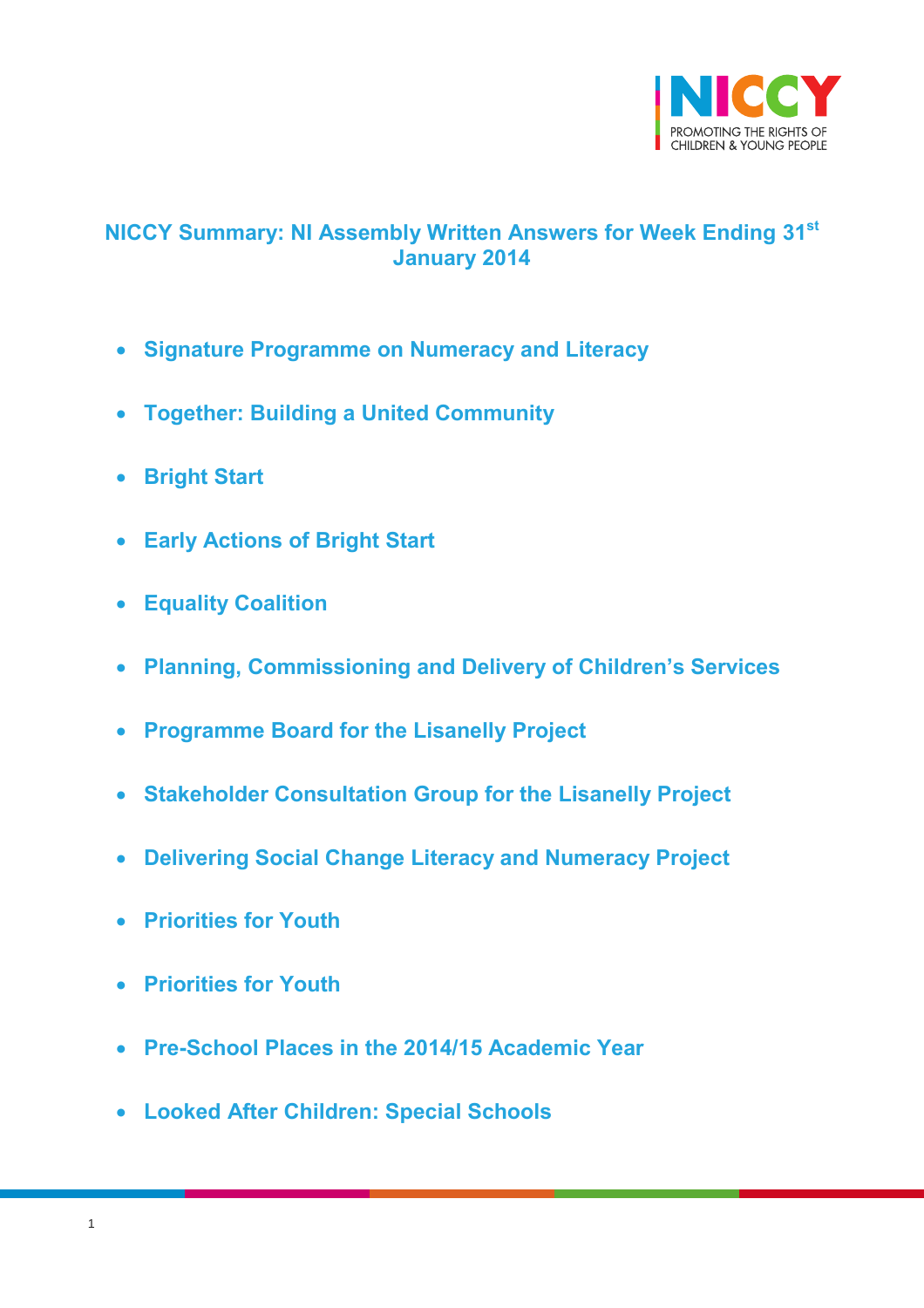# NICCY Summary: NI Assembly Written Answers for Week Ending 31st January 2014

- Signature Programme on Numeracy and Literacy
- Together: Building a United Community
- Bright Start
- Early Actions of Bright Start
- Equality Coalition
- Planning, Commissioning and Delivery of Children's Services
- Programme Board for the Lisanelly Project
- Stakeholder Consultation Group for the Lisanelly Project
- Delivering Social Change Literacy and Numeracy Project
- Priorities for Youth
- Priorities for Youth
- Pre-School Places in the 2014/15 Academic Year
- Looked After Children: Special Schools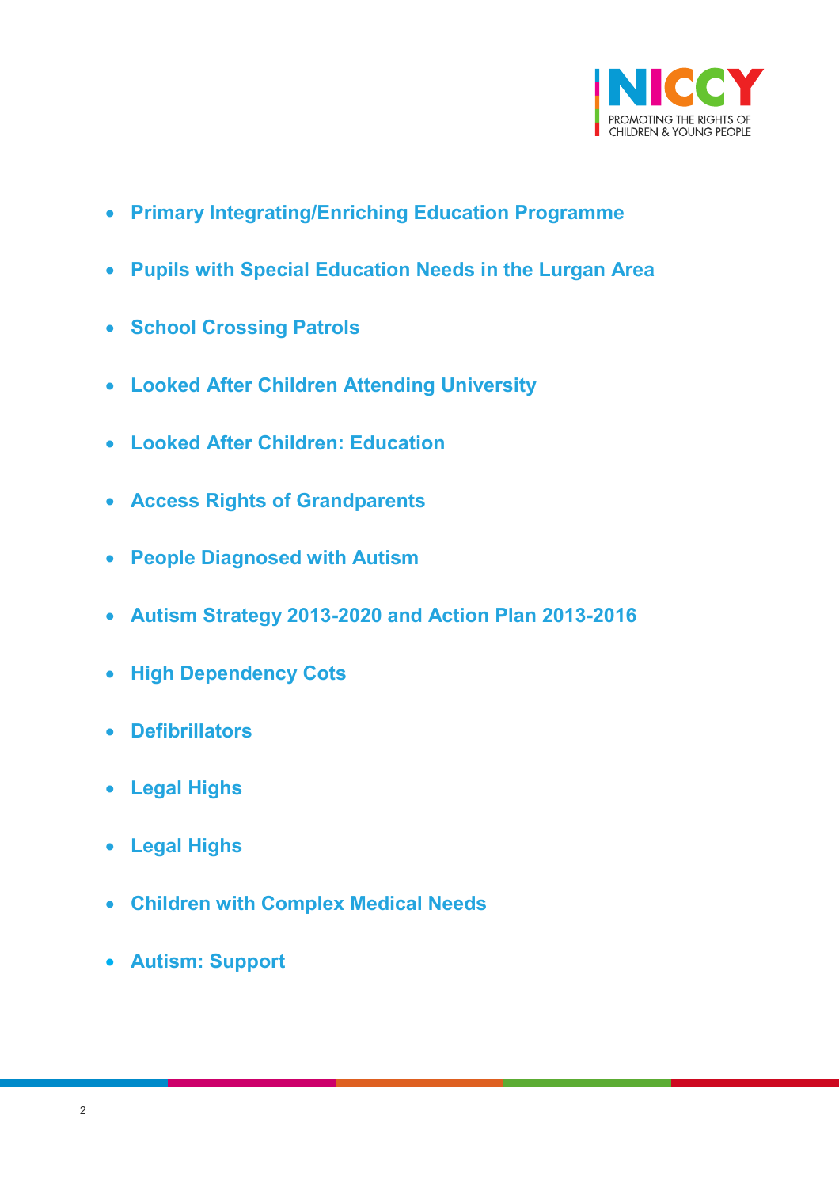- **Primary Integrating/Enriching Education Programme**
- **Pupils with Special Education Needs in the Lurgan Area**
- **School Crossing Patrols**
- **Looked After Children Attending University**
- **Looked After Children: Education**
- **Access Rights of Grandparents**
- **People Diagnosed with Autism**
- **Autism Strategy 2013-2020 and Action Plan 2013-2016**
- **High Dependency Cots**
- **Defibrillators**
- **Legal Highs**
- **Legal Highs**
- **Children with Complex Medical Needs**
- **Autism: Support**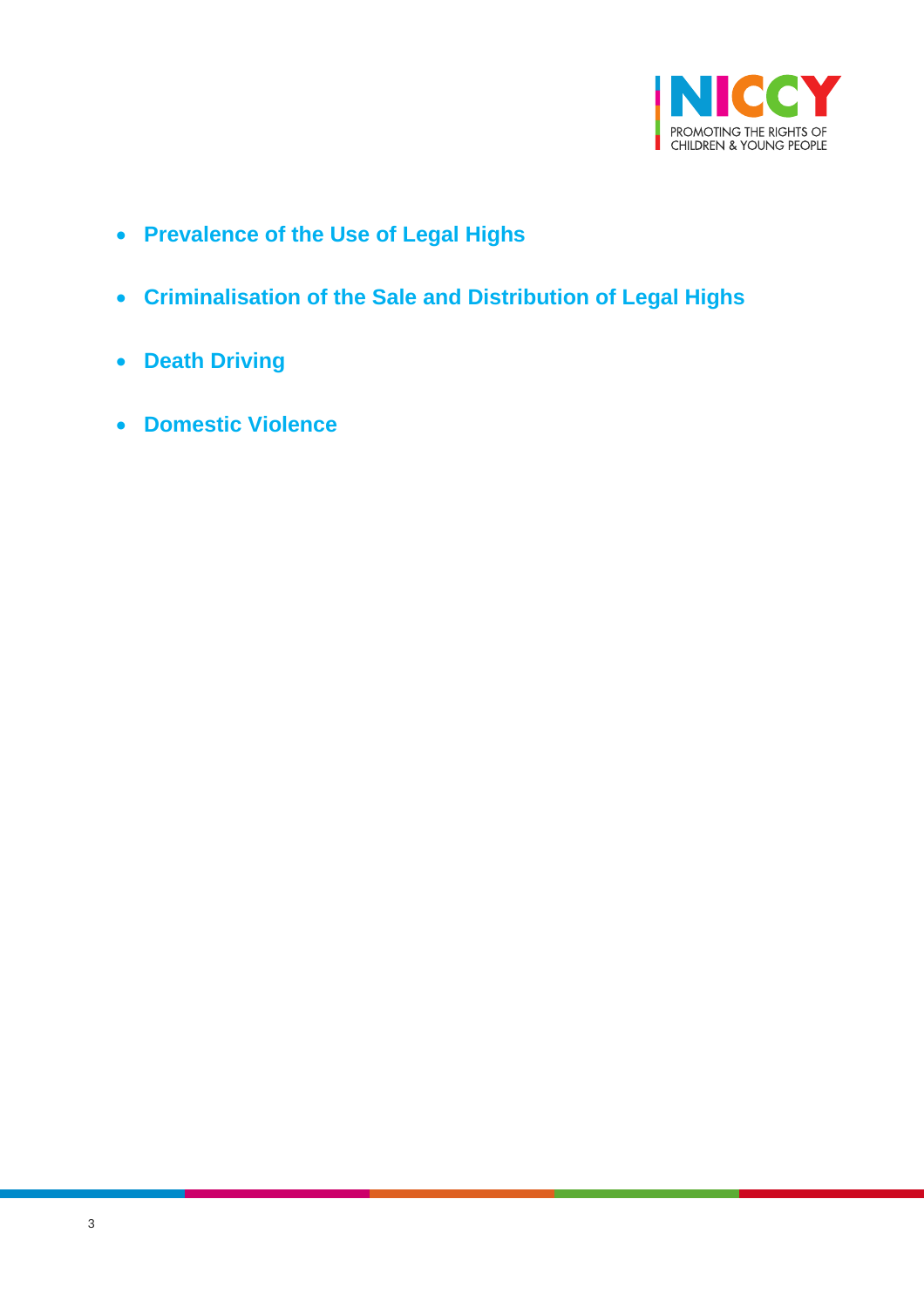- **Prevalence of the Use of Legal Highs**
- **Criminalisation of the Sale and Distribution of Legal Highs**
- **Death Driving**
- **Domestic Violence**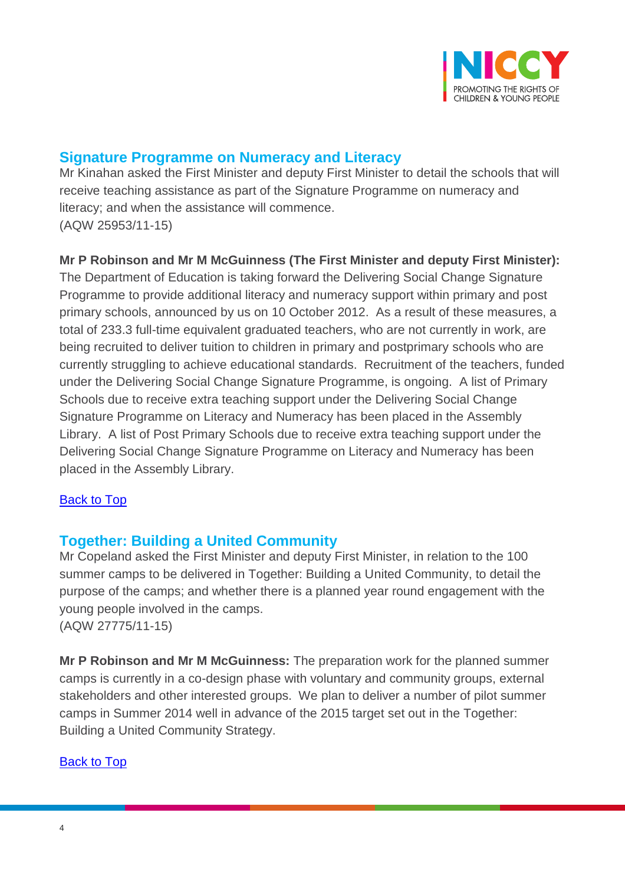## Signature Programme on Numeracy and Literacy

Mr Kinahan asked the First Minister and deputy First Minister to detail the schools that will receive teaching assistance as part of the Signature Programme on numeracy and literacy; and when the assistance will commence.
(AQW 25953/11-15)

**Mr P Robinson and Mr M McGuinness (The First Minister and deputy First Minister):** The Department of Education is taking forward the Delivering Social Change Signature Programme to provide additional literacy and numeracy support within primary and post primary schools, announced by us on 10 October 2012. As a result of these measures, a total of 233.3 full-time equivalent graduated teachers, who are not currently in work, are being recruited to deliver tuition to children in primary and postprimary schools who are currently struggling to achieve educational standards. Recruitment of the teachers, funded under the Delivering Social Change Signature Programme, is ongoing. A list of Primary Schools due to receive extra teaching support under the Delivering Social Change Signature Programme on Literacy and Numeracy has been placed in the Assembly Library. A list of Post Primary Schools due to receive extra teaching support under the Delivering Social Change Signature Programme on Literacy and Numeracy has been placed in the Assembly Library.

Back to Top

## Together: Building a United Community

Mr Copeland asked the First Minister and deputy First Minister, in relation to the 100 summer camps to be delivered in Together: Building a United Community, to detail the purpose of the camps; and whether there is a planned year round engagement with the young people involved in the camps.
(AQW 27775/11-15)

**Mr P Robinson and Mr M McGuinness:** The preparation work for the planned summer camps is currently in a co-design phase with voluntary and community groups, external stakeholders and other interested groups. We plan to deliver a number of pilot summer camps in Summer 2014 well in advance of the 2015 target set out in the Together: Building a United Community Strategy.

Back to Top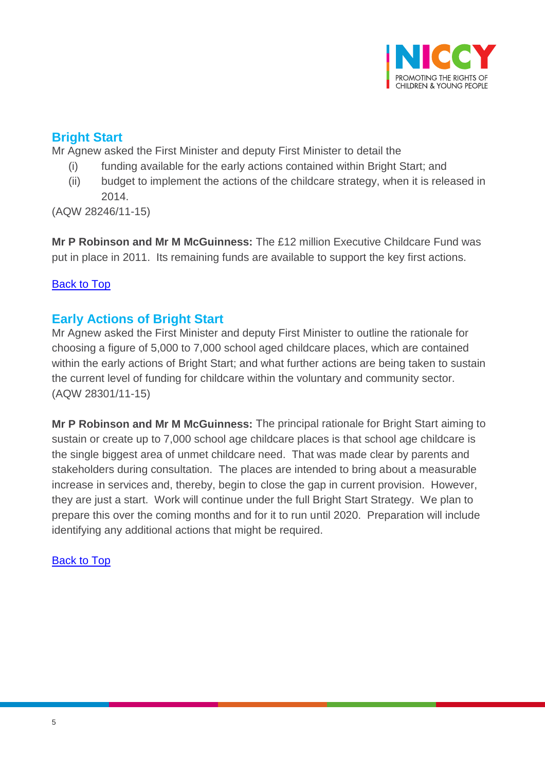## Bright Start

Mr Agnew asked the First Minister and deputy First Minister to detail the

(i) funding available for the early actions contained within Bright Start; and

(ii) budget to implement the actions of the childcare strategy, when it is released in 2014.

(AQW 28246/11-15)

**Mr P Robinson and Mr M McGuinness:** The £12 million Executive Childcare Fund was put in place in 2011. Its remaining funds are available to support the key first actions.

[Back to Top]

## Early Actions of Bright Start

Mr Agnew asked the First Minister and deputy First Minister to outline the rationale for choosing a figure of 5,000 to 7,000 school aged childcare places, which are contained within the early actions of Bright Start; and what further actions are being taken to sustain the current level of funding for childcare within the voluntary and community sector.
(AQW 28301/11-15)

**Mr P Robinson and Mr M McGuinness:** The principal rationale for Bright Start aiming to sustain or create up to 7,000 school age childcare places is that school age childcare is the single biggest area of unmet childcare need. That was made clear by parents and stakeholders during consultation. The places are intended to bring about a measurable increase in services and, thereby, begin to close the gap in current provision. However, they are just a start. Work will continue under the full Bright Start Strategy. We plan to prepare this over the coming months and for it to run until 2020. Preparation will include identifying any additional actions that might be required.

[Back to Top]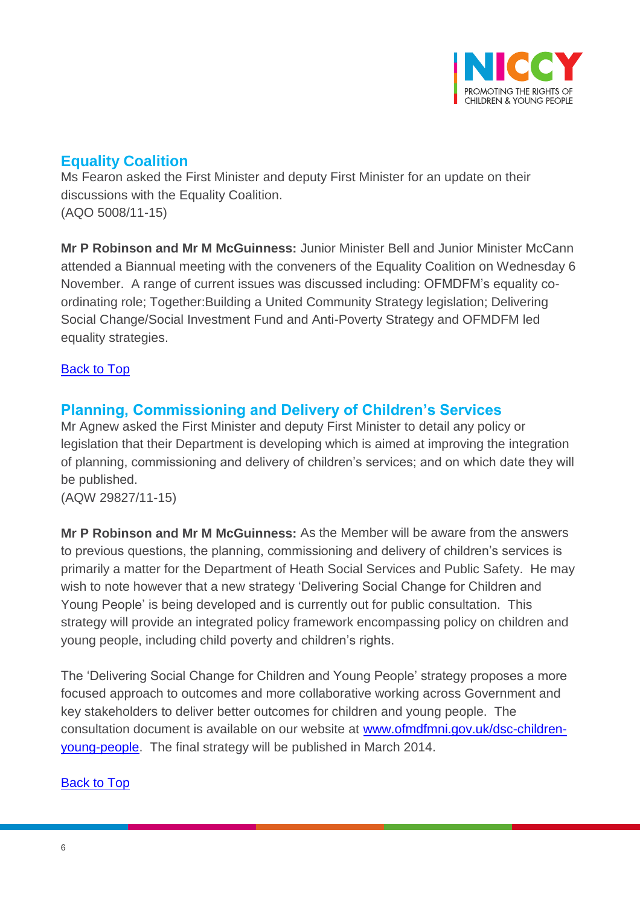## Equality Coalition

Ms Fearon asked the First Minister and deputy First Minister for an update on their discussions with the Equality Coalition.
(AQO 5008/11-15)

**Mr P Robinson and Mr M McGuinness:** Junior Minister Bell and Junior Minister McCann attended a Biannual meeting with the conveners of the Equality Coalition on Wednesday 6 November. A range of current issues was discussed including: OFMDFM's equality co-ordinating role; Together:Building a United Community Strategy legislation; Delivering Social Change/Social Investment Fund and Anti-Poverty Strategy and OFMDFM led equality strategies.

[Back to Top]

## Planning, Commissioning and Delivery of Children's Services

Mr Agnew asked the First Minister and deputy First Minister to detail any policy or legislation that their Department is developing which is aimed at improving the integration of planning, commissioning and delivery of children's services; and on which date they will be published.
(AQW 29827/11-15)

**Mr P Robinson and Mr M McGuinness:** As the Member will be aware from the answers to previous questions, the planning, commissioning and delivery of children's services is primarily a matter for the Department of Heath Social Services and Public Safety. He may wish to note however that a new strategy 'Delivering Social Change for Children and Young People' is being developed and is currently out for public consultation. This strategy will provide an integrated policy framework encompassing policy on children and young people, including child poverty and children's rights.

The 'Delivering Social Change for Children and Young People' strategy proposes a more focused approach to outcomes and more collaborative working across Government and key stakeholders to deliver better outcomes for children and young people. The consultation document is available on our website at www.ofmdfmni.gov.uk/dsc-children-young-people. The final strategy will be published in March 2014.

[Back to Top]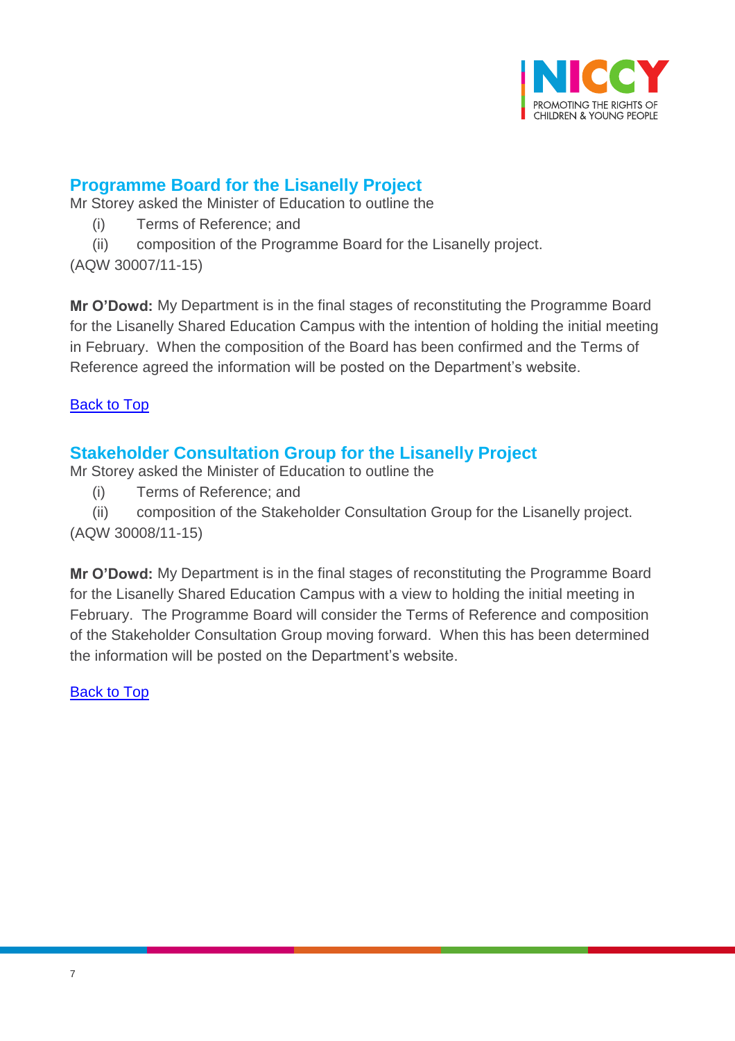## Programme Board for the Lisanelly Project

Mr Storey asked the Minister of Education to outline the

(i) Terms of Reference; and

(ii) composition of the Programme Board for the Lisanelly project.

(AQW 30007/11-15)

**Mr O'Dowd:** My Department is in the final stages of reconstituting the Programme Board for the Lisanelly Shared Education Campus with the intention of holding the initial meeting in February. When the composition of the Board has been confirmed and the Terms of Reference agreed the information will be posted on the Department's website.

Back to Top

## Stakeholder Consultation Group for the Lisanelly Project

Mr Storey asked the Minister of Education to outline the

(i) Terms of Reference; and

(ii) composition of the Stakeholder Consultation Group for the Lisanelly project.

(AQW 30008/11-15)

**Mr O'Dowd:** My Department is in the final stages of reconstituting the Programme Board for the Lisanelly Shared Education Campus with a view to holding the initial meeting in February. The Programme Board will consider the Terms of Reference and composition of the Stakeholder Consultation Group moving forward. When this has been determined the information will be posted on the Department's website.

Back to Top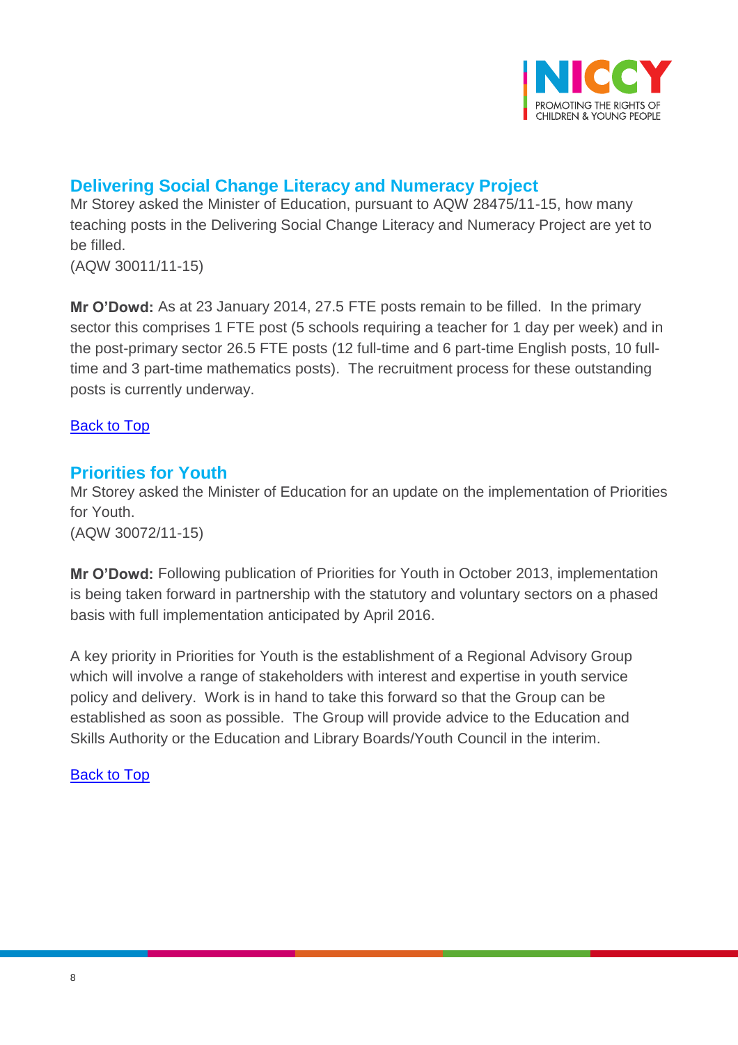## Delivering Social Change Literacy and Numeracy Project

Mr Storey asked the Minister of Education, pursuant to AQW 28475/11-15, how many teaching posts in the Delivering Social Change Literacy and Numeracy Project are yet to be filled.
(AQW 30011/11-15)

**Mr O'Dowd:** As at 23 January 2014, 27.5 FTE posts remain to be filled. In the primary sector this comprises 1 FTE post (5 schools requiring a teacher for 1 day per week) and in the post-primary sector 26.5 FTE posts (12 full-time and 6 part-time English posts, 10 full-time and 3 part-time mathematics posts). The recruitment process for these outstanding posts is currently underway.

Back to Top

## Priorities for Youth

Mr Storey asked the Minister of Education for an update on the implementation of Priorities for Youth.
(AQW 30072/11-15)

**Mr O'Dowd:** Following publication of Priorities for Youth in October 2013, implementation is being taken forward in partnership with the statutory and voluntary sectors on a phased basis with full implementation anticipated by April 2016.

A key priority in Priorities for Youth is the establishment of a Regional Advisory Group which will involve a range of stakeholders with interest and expertise in youth service policy and delivery. Work is in hand to take this forward so that the Group can be established as soon as possible. The Group will provide advice to the Education and Skills Authority or the Education and Library Boards/Youth Council in the interim.

Back to Top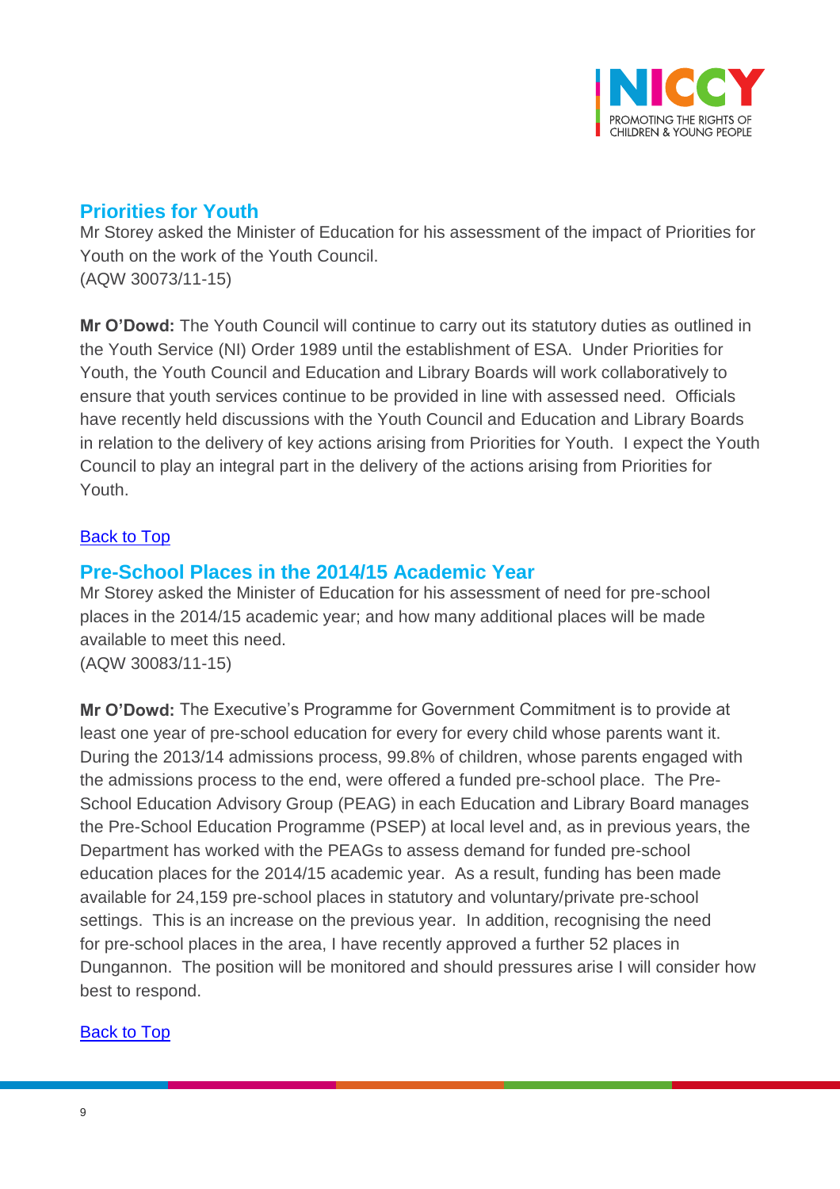## Priorities for Youth

Mr Storey asked the Minister of Education for his assessment of the impact of Priorities for Youth on the work of the Youth Council.
(AQW 30073/11-15)

**Mr O'Dowd:** The Youth Council will continue to carry out its statutory duties as outlined in the Youth Service (NI) Order 1989 until the establishment of ESA. Under Priorities for Youth, the Youth Council and Education and Library Boards will work collaboratively to ensure that youth services continue to be provided in line with assessed need. Officials have recently held discussions with the Youth Council and Education and Library Boards in relation to the delivery of key actions arising from Priorities for Youth. I expect the Youth Council to play an integral part in the delivery of the actions arising from Priorities for Youth.

Back to Top

## Pre-School Places in the 2014/15 Academic Year

Mr Storey asked the Minister of Education for his assessment of need for pre-school places in the 2014/15 academic year; and how many additional places will be made available to meet this need.
(AQW 30083/11-15)

**Mr O'Dowd:** The Executive's Programme for Government Commitment is to provide at least one year of pre-school education for every for every child whose parents want it. During the 2013/14 admissions process, 99.8% of children, whose parents engaged with the admissions process to the end, were offered a funded pre-school place. The Pre-School Education Advisory Group (PEAG) in each Education and Library Board manages the Pre-School Education Programme (PSEP) at local level and, as in previous years, the Department has worked with the PEAGs to assess demand for funded pre-school education places for the 2014/15 academic year. As a result, funding has been made available for 24,159 pre-school places in statutory and voluntary/private pre-school settings. This is an increase on the previous year. In addition, recognising the need for pre-school places in the area, I have recently approved a further 52 places in Dungannon. The position will be monitored and should pressures arise I will consider how best to respond.

Back to Top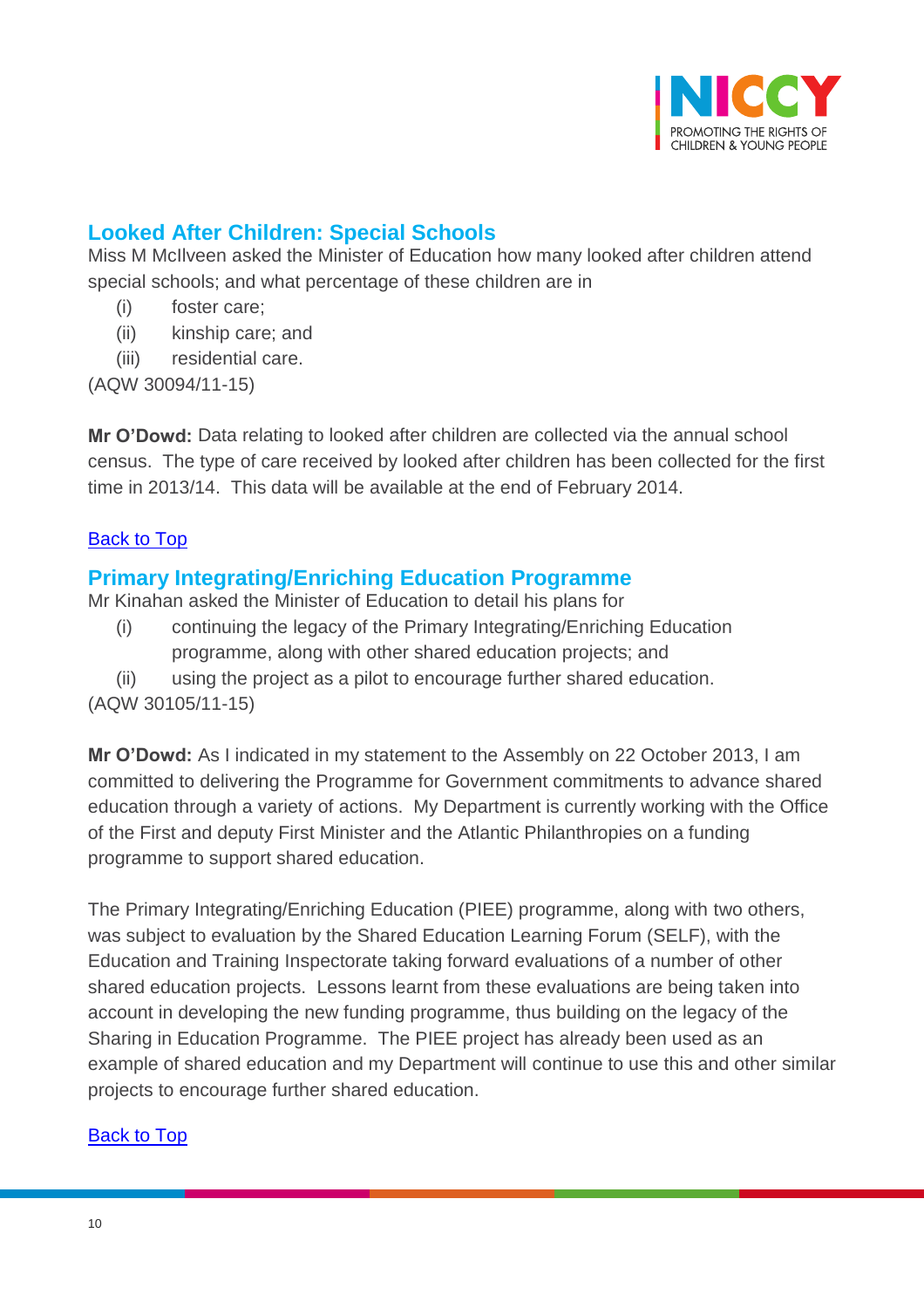## Looked After Children: Special Schools

Miss M McIlveen asked the Minister of Education how many looked after children attend special schools; and what percentage of these children are in

(i) foster care;

(ii) kinship care; and

(iii) residential care.

(AQW 30094/11-15)

**Mr O'Dowd:** Data relating to looked after children are collected via the annual school census. The type of care received by looked after children has been collected for the first time in 2013/14. This data will be available at the end of February 2014.

Back to Top

## Primary Integrating/Enriching Education Programme

Mr Kinahan asked the Minister of Education to detail his plans for

(i) continuing the legacy of the Primary Integrating/Enriching Education programme, along with other shared education projects; and

(ii) using the project as a pilot to encourage further shared education.

(AQW 30105/11-15)

**Mr O'Dowd:** As I indicated in my statement to the Assembly on 22 October 2013, I am committed to delivering the Programme for Government commitments to advance shared education through a variety of actions. My Department is currently working with the Office of the First and deputy First Minister and the Atlantic Philanthropies on a funding programme to support shared education.

The Primary Integrating/Enriching Education (PIEE) programme, along with two others, was subject to evaluation by the Shared Education Learning Forum (SELF), with the Education and Training Inspectorate taking forward evaluations of a number of other shared education projects. Lessons learnt from these evaluations are being taken into account in developing the new funding programme, thus building on the legacy of the Sharing in Education Programme. The PIEE project has already been used as an example of shared education and my Department will continue to use this and other similar projects to encourage further shared education.

Back to Top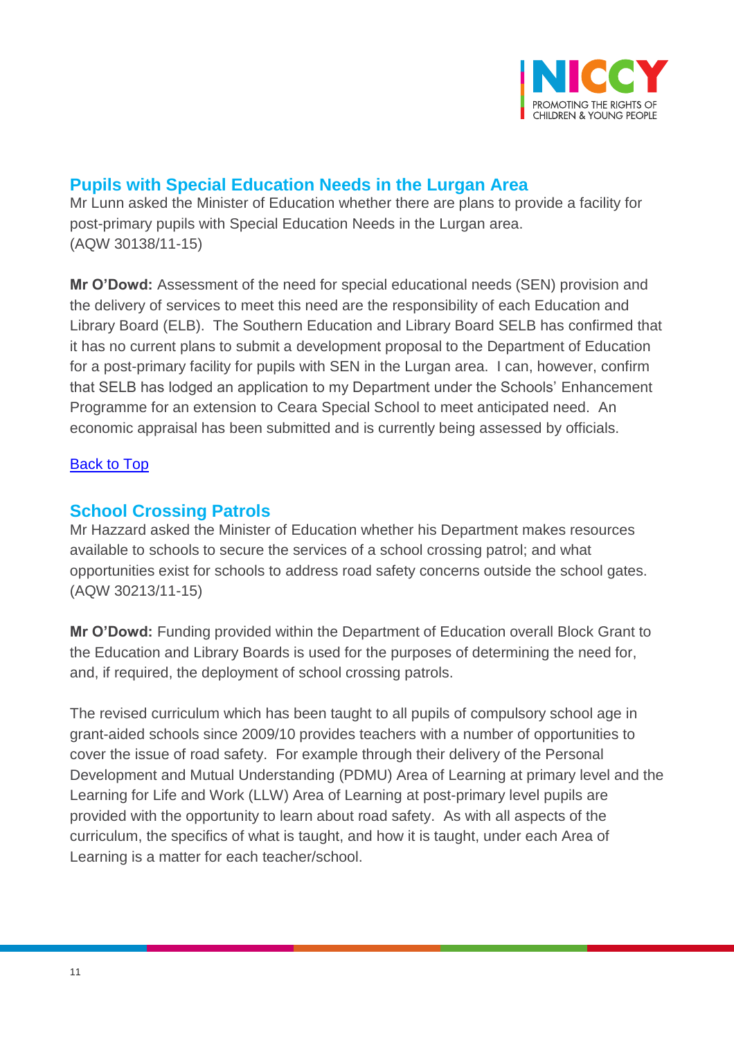## Pupils with Special Education Needs in the Lurgan Area

Mr Lunn asked the Minister of Education whether there are plans to provide a facility for post-primary pupils with Special Education Needs in the Lurgan area.
(AQW 30138/11-15)

**Mr O'Dowd:** Assessment of the need for special educational needs (SEN) provision and the delivery of services to meet this need are the responsibility of each Education and Library Board (ELB). The Southern Education and Library Board SELB has confirmed that it has no current plans to submit a development proposal to the Department of Education for a post-primary facility for pupils with SEN in the Lurgan area. I can, however, confirm that SELB has lodged an application to my Department under the Schools' Enhancement Programme for an extension to Ceara Special School to meet anticipated need. An economic appraisal has been submitted and is currently being assessed by officials.

Back to Top

## School Crossing Patrols

Mr Hazzard asked the Minister of Education whether his Department makes resources available to schools to secure the services of a school crossing patrol; and what opportunities exist for schools to address road safety concerns outside the school gates.
(AQW 30213/11-15)

**Mr O'Dowd:** Funding provided within the Department of Education overall Block Grant to the Education and Library Boards is used for the purposes of determining the need for, and, if required, the deployment of school crossing patrols.

The revised curriculum which has been taught to all pupils of compulsory school age in grant-aided schools since 2009/10 provides teachers with a number of opportunities to cover the issue of road safety. For example through their delivery of the Personal Development and Mutual Understanding (PDMU) Area of Learning at primary level and the Learning for Life and Work (LLW) Area of Learning at post-primary level pupils are provided with the opportunity to learn about road safety. As with all aspects of the curriculum, the specifics of what is taught, and how it is taught, under each Area of Learning is a matter for each teacher/school.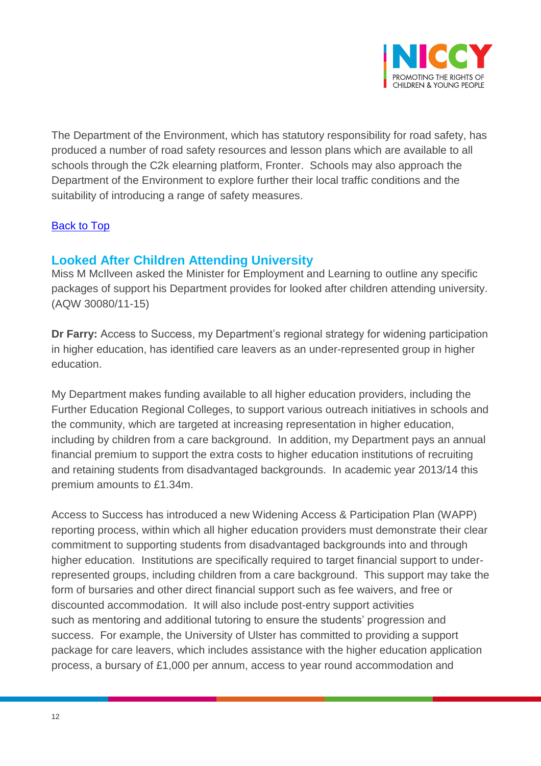The Department of the Environment, which has statutory responsibility for road safety, has produced a number of road safety resources and lesson plans which are available to all schools through the C2k elearning platform, Fronter. Schools may also approach the Department of the Environment to explore further their local traffic conditions and the suitability of introducing a range of safety measures.

[Back to Top]

## Looked After Children Attending University

Miss M McIlveen asked the Minister for Employment and Learning to outline any specific packages of support his Department provides for looked after children attending university. (AQW 30080/11-15)

**Dr Farry:** Access to Success, my Department's regional strategy for widening participation in higher education, has identified care leavers as an under-represented group in higher education.

My Department makes funding available to all higher education providers, including the Further Education Regional Colleges, to support various outreach initiatives in schools and the community, which are targeted at increasing representation in higher education, including by children from a care background. In addition, my Department pays an annual financial premium to support the extra costs to higher education institutions of recruiting and retaining students from disadvantaged backgrounds. In academic year 2013/14 this premium amounts to £1.34m.

Access to Success has introduced a new Widening Access & Participation Plan (WAPP) reporting process, within which all higher education providers must demonstrate their clear commitment to supporting students from disadvantaged backgrounds into and through higher education. Institutions are specifically required to target financial support to under-represented groups, including children from a care background. This support may take the form of bursaries and other direct financial support such as fee waivers, and free or discounted accommodation. It will also include post-entry support activities such as mentoring and additional tutoring to ensure the students' progression and success. For example, the University of Ulster has committed to providing a support package for care leavers, which includes assistance with the higher education application process, a bursary of £1,000 per annum, access to year round accommodation and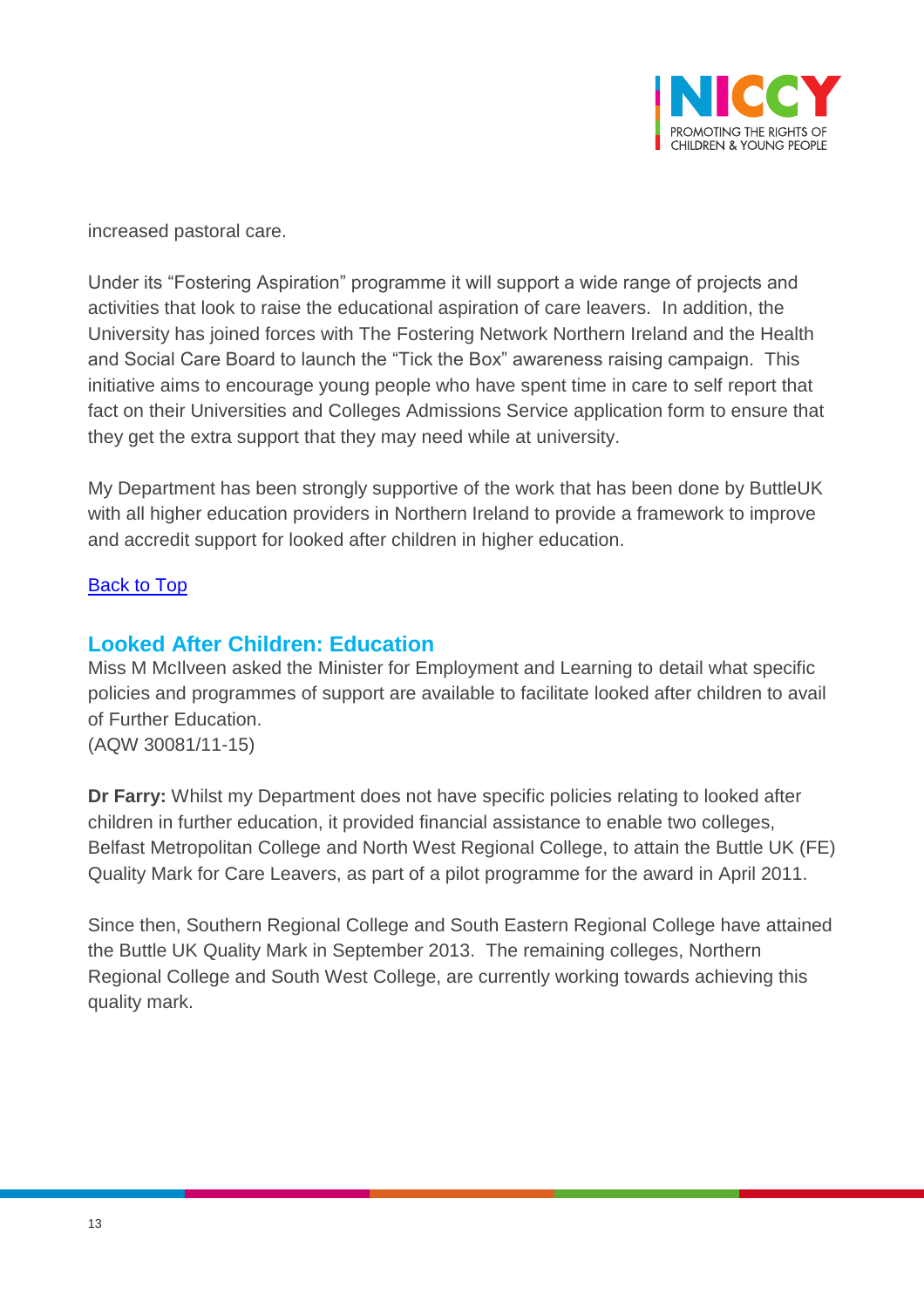increased pastoral care.

Under its “Fostering Aspiration” programme it will support a wide range of projects and activities that look to raise the educational aspiration of care leavers. In addition, the University has joined forces with The Fostering Network Northern Ireland and the Health and Social Care Board to launch the “Tick the Box” awareness raising campaign. This initiative aims to encourage young people who have spent time in care to self report that fact on their Universities and Colleges Admissions Service application form to ensure that they get the extra support that they may need while at university.

My Department has been strongly supportive of the work that has been done by ButtleUK with all higher education providers in Northern Ireland to provide a framework to improve and accredit support for looked after children in higher education.

Back to Top

## Looked After Children: Education

Miss M McIlveen asked the Minister for Employment and Learning to detail what specific policies and programmes of support are available to facilitate looked after children to avail of Further Education.
(AQW 30081/11-15)

**Dr Farry:** Whilst my Department does not have specific policies relating to looked after children in further education, it provided financial assistance to enable two colleges, Belfast Metropolitan College and North West Regional College, to attain the Buttle UK (FE) Quality Mark for Care Leavers, as part of a pilot programme for the award in April 2011.

Since then, Southern Regional College and South Eastern Regional College have attained the Buttle UK Quality Mark in September 2013. The remaining colleges, Northern Regional College and South West College, are currently working towards achieving this quality mark.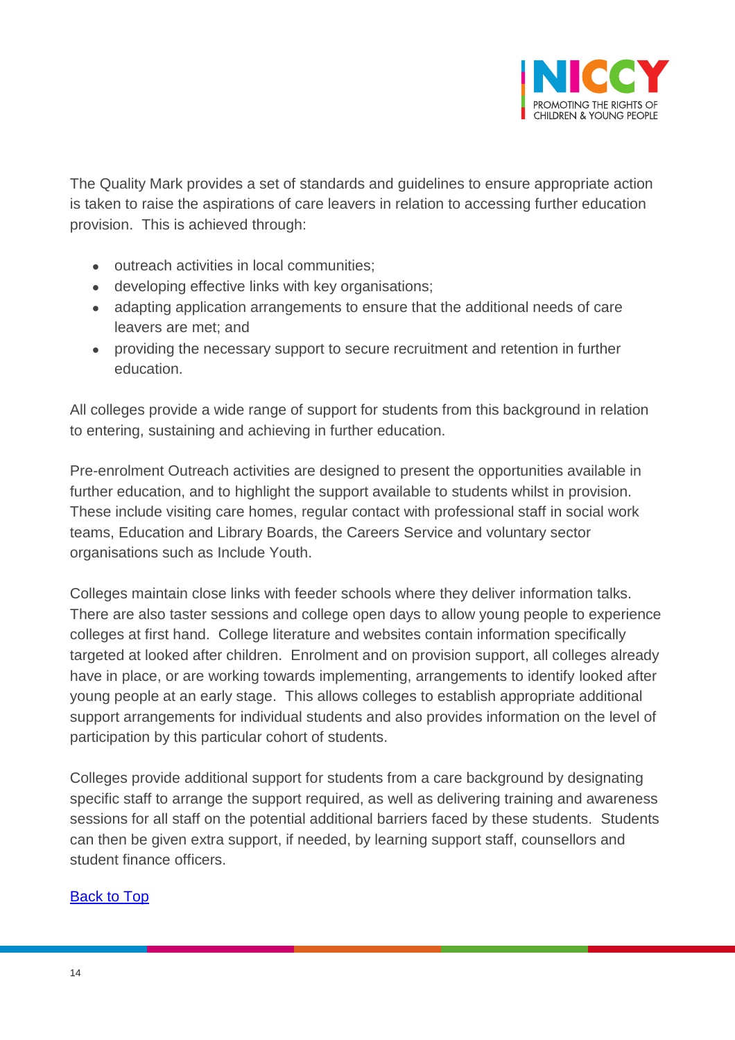The Quality Mark provides a set of standards and guidelines to ensure appropriate action is taken to raise the aspirations of care leavers in relation to accessing further education provision. This is achieved through:

- outreach activities in local communities;
- developing effective links with key organisations;
- adapting application arrangements to ensure that the additional needs of care leavers are met; and
- providing the necessary support to secure recruitment and retention in further education.

All colleges provide a wide range of support for students from this background in relation to entering, sustaining and achieving in further education.

Pre-enrolment Outreach activities are designed to present the opportunities available in further education, and to highlight the support available to students whilst in provision. These include visiting care homes, regular contact with professional staff in social work teams, Education and Library Boards, the Careers Service and voluntary sector organisations such as Include Youth.

Colleges maintain close links with feeder schools where they deliver information talks. There are also taster sessions and college open days to allow young people to experience colleges at first hand. College literature and websites contain information specifically targeted at looked after children. Enrolment and on provision support, all colleges already have in place, or are working towards implementing, arrangements to identify looked after young people at an early stage. This allows colleges to establish appropriate additional support arrangements for individual students and also provides information on the level of participation by this particular cohort of students.

Colleges provide additional support for students from a care background by designating specific staff to arrange the support required, as well as delivering training and awareness sessions for all staff on the potential additional barriers faced by these students. Students can then be given extra support, if needed, by learning support staff, counsellors and student finance officers.

Back to Top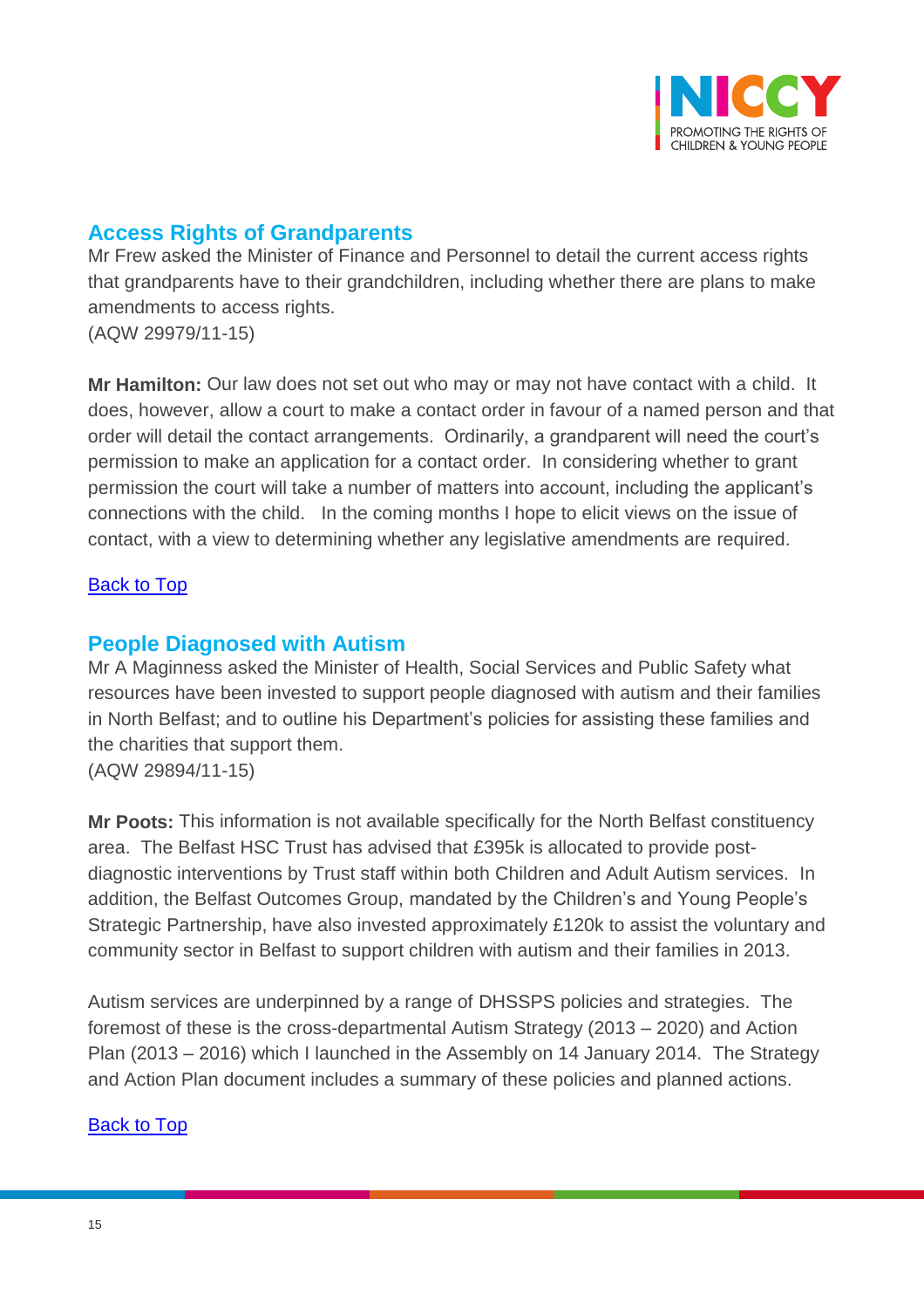## Access Rights of Grandparents

Mr Frew asked the Minister of Finance and Personnel to detail the current access rights that grandparents have to their grandchildren, including whether there are plans to make amendments to access rights.
(AQW 29979/11-15)

**Mr Hamilton:** Our law does not set out who may or may not have contact with a child. It does, however, allow a court to make a contact order in favour of a named person and that order will detail the contact arrangements. Ordinarily, a grandparent will need the court's permission to make an application for a contact order. In considering whether to grant permission the court will take a number of matters into account, including the applicant's connections with the child. In the coming months I hope to elicit views on the issue of contact, with a view to determining whether any legislative amendments are required.

Back to Top

## People Diagnosed with Autism

Mr A Maginness asked the Minister of Health, Social Services and Public Safety what resources have been invested to support people diagnosed with autism and their families in North Belfast; and to outline his Department's policies for assisting these families and the charities that support them.
(AQW 29894/11-15)

**Mr Poots:** This information is not available specifically for the North Belfast constituency area. The Belfast HSC Trust has advised that £395k is allocated to provide post-diagnostic interventions by Trust staff within both Children and Adult Autism services. In addition, the Belfast Outcomes Group, mandated by the Children's and Young People's Strategic Partnership, have also invested approximately £120k to assist the voluntary and community sector in Belfast to support children with autism and their families in 2013.

Autism services are underpinned by a range of DHSSPS policies and strategies. The foremost of these is the cross-departmental Autism Strategy (2013 – 2020) and Action Plan (2013 – 2016) which I launched in the Assembly on 14 January 2014. The Strategy and Action Plan document includes a summary of these policies and planned actions.

Back to Top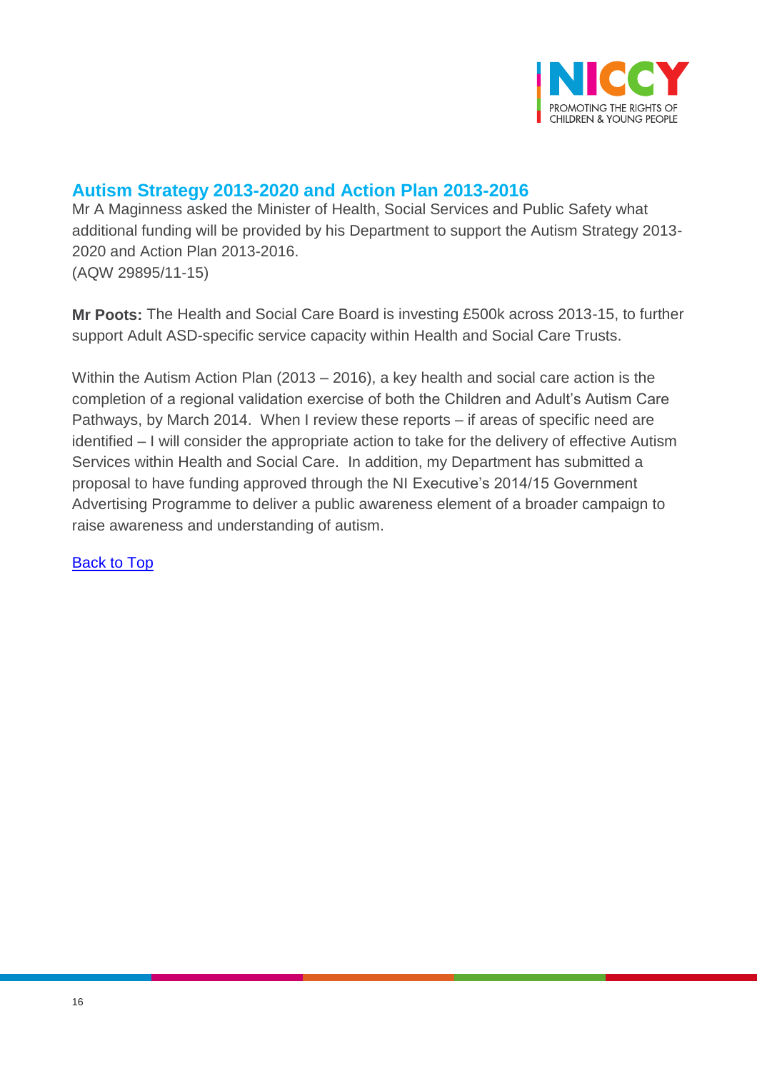## Autism Strategy 2013-2020 and Action Plan 2013-2016

Mr A Maginness asked the Minister of Health, Social Services and Public Safety what additional funding will be provided by his Department to support the Autism Strategy 2013-2020 and Action Plan 2013-2016.
(AQW 29895/11-15)

**Mr Poots:** The Health and Social Care Board is investing £500k across 2013-15, to further support Adult ASD-specific service capacity within Health and Social Care Trusts.

Within the Autism Action Plan (2013 – 2016), a key health and social care action is the completion of a regional validation exercise of both the Children and Adult's Autism Care Pathways, by March 2014. When I review these reports – if areas of specific need are identified – I will consider the appropriate action to take for the delivery of effective Autism Services within Health and Social Care. In addition, my Department has submitted a proposal to have funding approved through the NI Executive's 2014/15 Government Advertising Programme to deliver a public awareness element of a broader campaign to raise awareness and understanding of autism.

Back to Top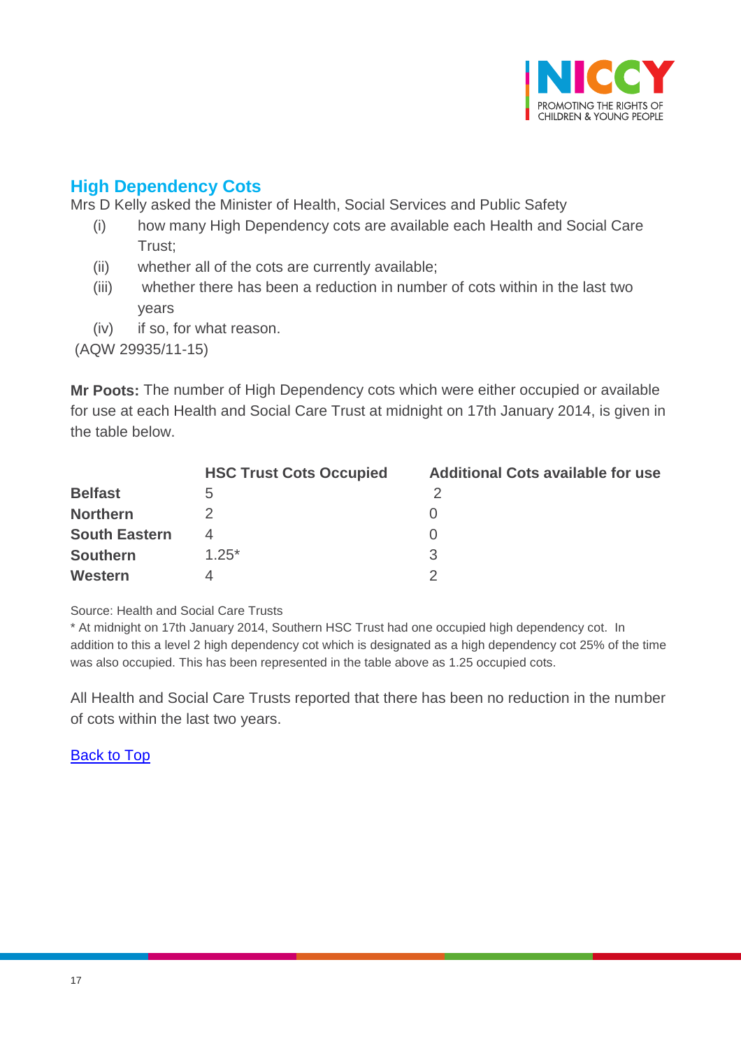## High Dependency Cots

Mrs D Kelly asked the Minister of Health, Social Services and Public Safety

- (i) how many High Dependency cots are available each Health and Social Care Trust;
- (ii) whether all of the cots are currently available;
- (iii) whether there has been a reduction in number of cots within in the last two years
- (iv) if so, for what reason.

(AQW 29935/11-15)

**Mr Poots:** The number of High Dependency cots which were either occupied or available for use at each Health and Social Care Trust at midnight on 17th January 2014, is given in the table below.

| | HSC Trust Cots Occupied | Additional Cots available for use |
|---|---|---|
| **Belfast** | 5 | 2 |
| **Northern** | 2 | 0 |
| **South Eastern** | 4 | 0 |
| **Southern** | 1.25* | 3 |
| **Western** | 4 | 2 |

Source: Health and Social Care Trusts

* At midnight on 17th January 2014, Southern HSC Trust had one occupied high dependency cot. In addition to this a level 2 high dependency cot which is designated as a high dependency cot 25% of the time was also occupied. This has been represented in the table above as 1.25 occupied cots.

All Health and Social Care Trusts reported that there has been no reduction in the number of cots within the last two years.

Back to Top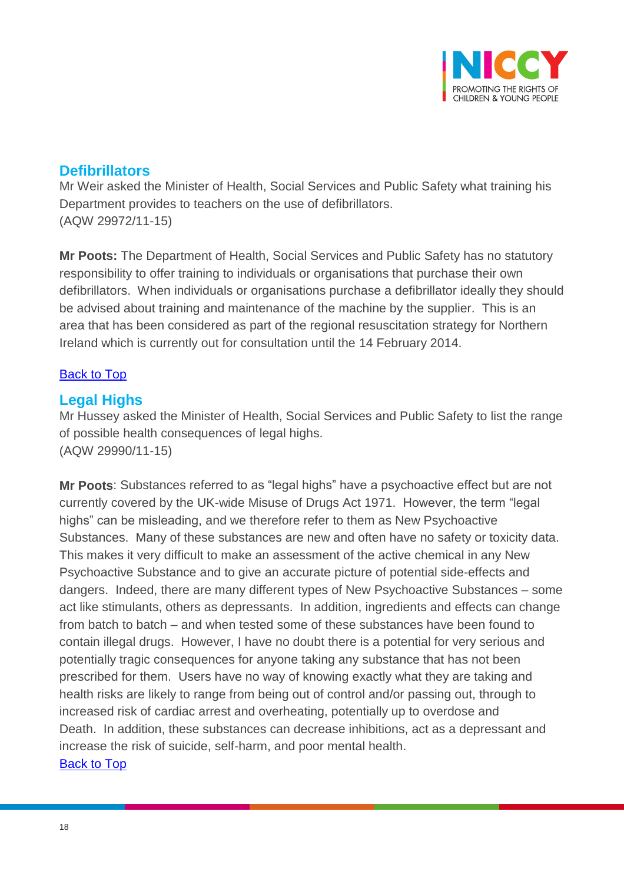## Defibrillators

Mr Weir asked the Minister of Health, Social Services and Public Safety what training his Department provides to teachers on the use of defibrillators.
(AQW 29972/11-15)

**Mr Poots:** The Department of Health, Social Services and Public Safety has no statutory responsibility to offer training to individuals or organisations that purchase their own defibrillators. When individuals or organisations purchase a defibrillator ideally they should be advised about training and maintenance of the machine by the supplier. This is an area that has been considered as part of the regional resuscitation strategy for Northern Ireland which is currently out for consultation until the 14 February 2014.

Back to Top

## Legal Highs

Mr Hussey asked the Minister of Health, Social Services and Public Safety to list the range of possible health consequences of legal highs.
(AQW 29990/11-15)

**Mr Poots**: Substances referred to as "legal highs" have a psychoactive effect but are not currently covered by the UK-wide Misuse of Drugs Act 1971. However, the term "legal highs" can be misleading, and we therefore refer to them as New Psychoactive Substances. Many of these substances are new and often have no safety or toxicity data. This makes it very difficult to make an assessment of the active chemical in any New Psychoactive Substance and to give an accurate picture of potential side-effects and dangers. Indeed, there are many different types of New Psychoactive Substances – some act like stimulants, others as depressants. In addition, ingredients and effects can change from batch to batch – and when tested some of these substances have been found to contain illegal drugs. However, I have no doubt there is a potential for very serious and potentially tragic consequences for anyone taking any substance that has not been prescribed for them. Users have no way of knowing exactly what they are taking and health risks are likely to range from being out of control and/or passing out, through to increased risk of cardiac arrest and overheating, potentially up to overdose and Death. In addition, these substances can decrease inhibitions, act as a depressant and increase the risk of suicide, self-harm, and poor mental health.

Back to Top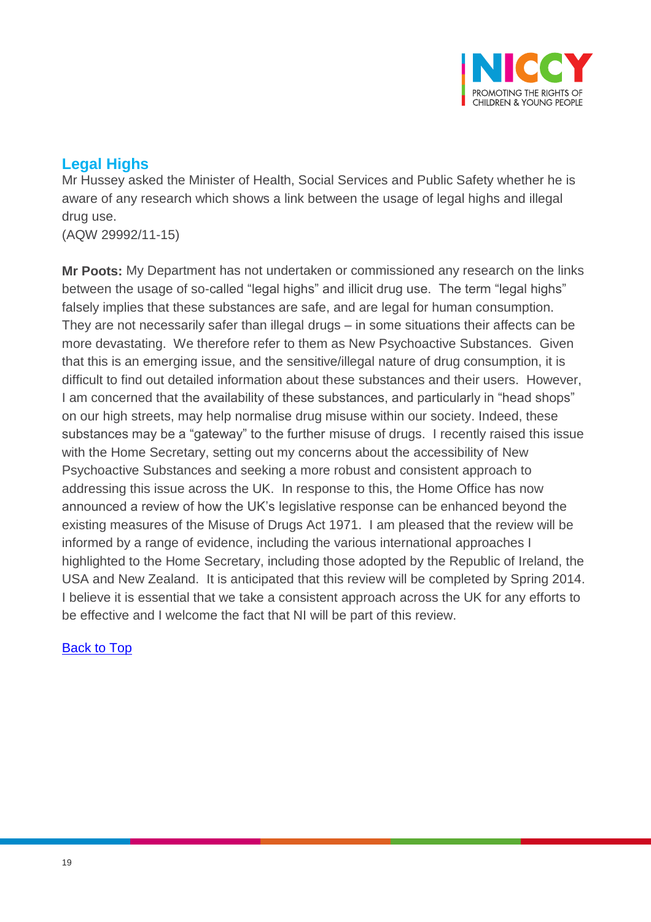## Legal Highs

Mr Hussey asked the Minister of Health, Social Services and Public Safety whether he is aware of any research which shows a link between the usage of legal highs and illegal drug use.
(AQW 29992/11-15)

**Mr Poots:** My Department has not undertaken or commissioned any research on the links between the usage of so-called "legal highs" and illicit drug use. The term "legal highs" falsely implies that these substances are safe, and are legal for human consumption. They are not necessarily safer than illegal drugs – in some situations their affects can be more devastating. We therefore refer to them as New Psychoactive Substances. Given that this is an emerging issue, and the sensitive/illegal nature of drug consumption, it is difficult to find out detailed information about these substances and their users. However, I am concerned that the availability of these substances, and particularly in "head shops" on our high streets, may help normalise drug misuse within our society. Indeed, these substances may be a "gateway" to the further misuse of drugs. I recently raised this issue with the Home Secretary, setting out my concerns about the accessibility of New Psychoactive Substances and seeking a more robust and consistent approach to addressing this issue across the UK. In response to this, the Home Office has now announced a review of how the UK's legislative response can be enhanced beyond the existing measures of the Misuse of Drugs Act 1971. I am pleased that the review will be informed by a range of evidence, including the various international approaches I highlighted to the Home Secretary, including those adopted by the Republic of Ireland, the USA and New Zealand. It is anticipated that this review will be completed by Spring 2014. I believe it is essential that we take a consistent approach across the UK for any efforts to be effective and I welcome the fact that NI will be part of this review.

Back to Top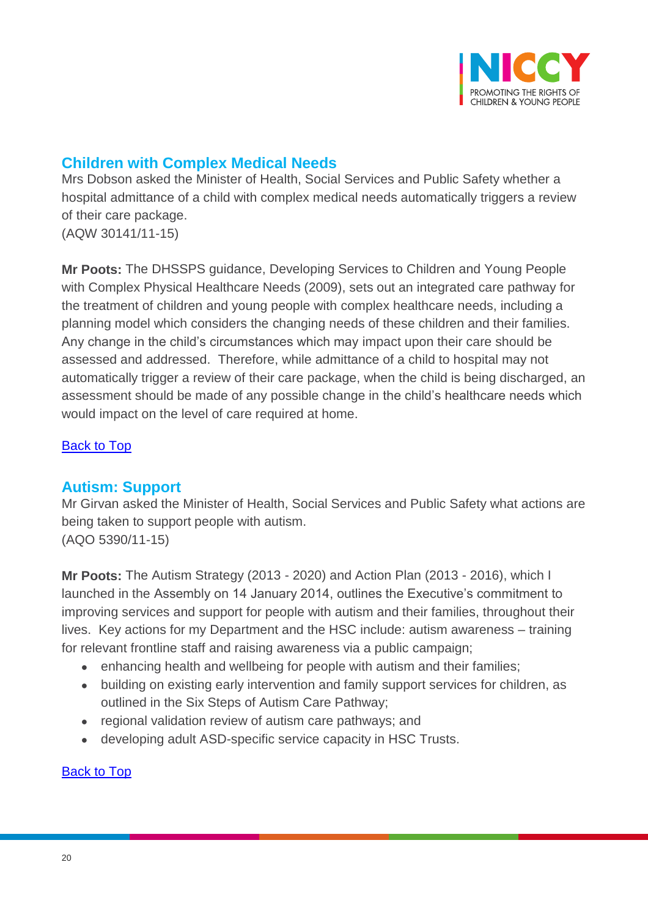## Children with Complex Medical Needs

Mrs Dobson asked the Minister of Health, Social Services and Public Safety whether a hospital admittance of a child with complex medical needs automatically triggers a review of their care package.
(AQW 30141/11-15)

**Mr Poots:** The DHSSPS guidance, Developing Services to Children and Young People with Complex Physical Healthcare Needs (2009), sets out an integrated care pathway for the treatment of children and young people with complex healthcare needs, including a planning model which considers the changing needs of these children and their families. Any change in the child's circumstances which may impact upon their care should be assessed and addressed. Therefore, while admittance of a child to hospital may not automatically trigger a review of their care package, when the child is being discharged, an assessment should be made of any possible change in the child's healthcare needs which would impact on the level of care required at home.

Back to Top

## Autism: Support

Mr Girvan asked the Minister of Health, Social Services and Public Safety what actions are being taken to support people with autism.
(AQO 5390/11-15)

**Mr Poots:** The Autism Strategy (2013 - 2020) and Action Plan (2013 - 2016), which I launched in the Assembly on 14 January 2014, outlines the Executive's commitment to improving services and support for people with autism and their families, throughout their lives. Key actions for my Department and the HSC include: autism awareness – training for relevant frontline staff and raising awareness via a public campaign;

- enhancing health and wellbeing for people with autism and their families;
- building on existing early intervention and family support services for children, as outlined in the Six Steps of Autism Care Pathway;
- regional validation review of autism care pathways; and
- developing adult ASD-specific service capacity in HSC Trusts.

Back to Top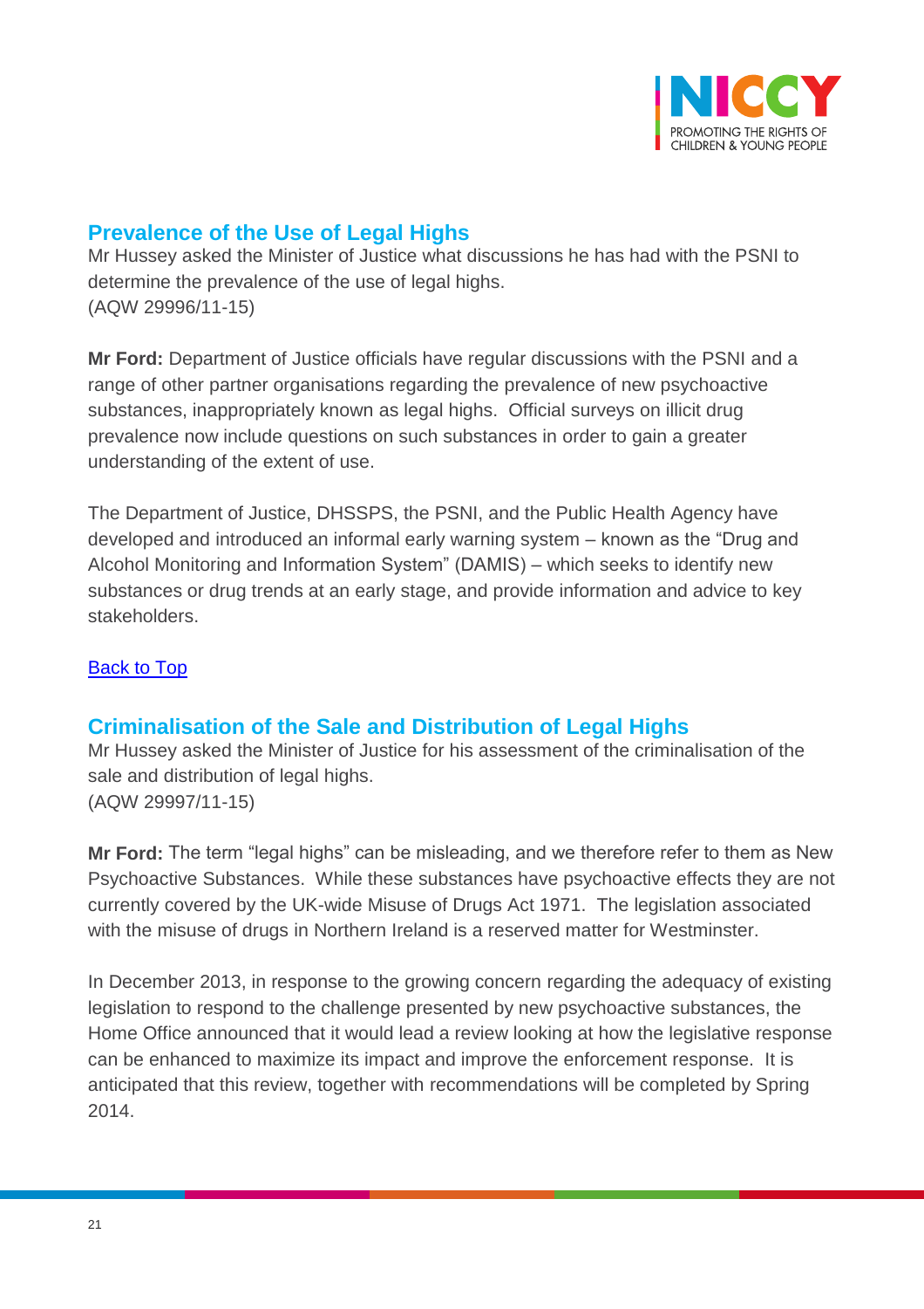## Prevalence of the Use of Legal Highs

Mr Hussey asked the Minister of Justice what discussions he has had with the PSNI to determine the prevalence of the use of legal highs.
(AQW 29996/11-15)

**Mr Ford:** Department of Justice officials have regular discussions with the PSNI and a range of other partner organisations regarding the prevalence of new psychoactive substances, inappropriately known as legal highs. Official surveys on illicit drug prevalence now include questions on such substances in order to gain a greater understanding of the extent of use.

The Department of Justice, DHSSPS, the PSNI, and the Public Health Agency have developed and introduced an informal early warning system – known as the "Drug and Alcohol Monitoring and Information System" (DAMIS) – which seeks to identify new substances or drug trends at an early stage, and provide information and advice to key stakeholders.

Back to Top

## Criminalisation of the Sale and Distribution of Legal Highs

Mr Hussey asked the Minister of Justice for his assessment of the criminalisation of the sale and distribution of legal highs.
(AQW 29997/11-15)

**Mr Ford:** The term "legal highs" can be misleading, and we therefore refer to them as New Psychoactive Substances. While these substances have psychoactive effects they are not currently covered by the UK-wide Misuse of Drugs Act 1971. The legislation associated with the misuse of drugs in Northern Ireland is a reserved matter for Westminster.

In December 2013, in response to the growing concern regarding the adequacy of existing legislation to respond to the challenge presented by new psychoactive substances, the Home Office announced that it would lead a review looking at how the legislative response can be enhanced to maximize its impact and improve the enforcement response. It is anticipated that this review, together with recommendations will be completed by Spring 2014.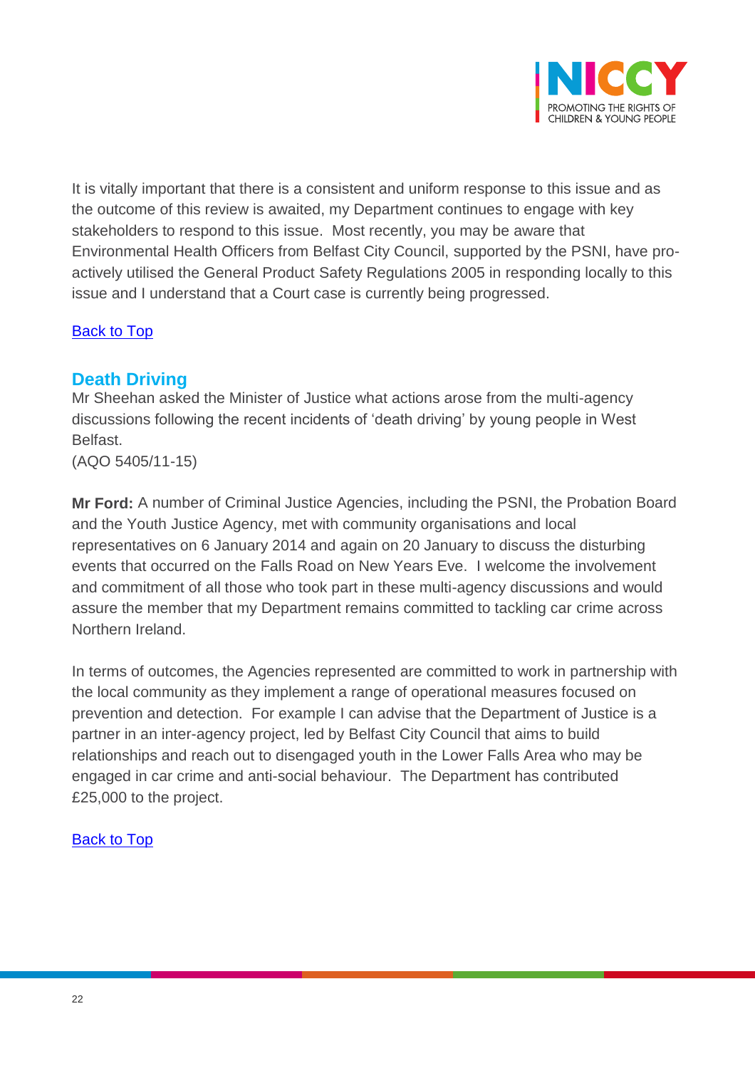It is vitally important that there is a consistent and uniform response to this issue and as the outcome of this review is awaited, my Department continues to engage with key stakeholders to respond to this issue. Most recently, you may be aware that Environmental Health Officers from Belfast City Council, supported by the PSNI, have pro-actively utilised the General Product Safety Regulations 2005 in responding locally to this issue and I understand that a Court case is currently being progressed.

Back to Top

## Death Driving

Mr Sheehan asked the Minister of Justice what actions arose from the multi-agency discussions following the recent incidents of 'death driving' by young people in West Belfast.
(AQO 5405/11-15)

**Mr Ford:** A number of Criminal Justice Agencies, including the PSNI, the Probation Board and the Youth Justice Agency, met with community organisations and local representatives on 6 January 2014 and again on 20 January to discuss the disturbing events that occurred on the Falls Road on New Years Eve. I welcome the involvement and commitment of all those who took part in these multi-agency discussions and would assure the member that my Department remains committed to tackling car crime across Northern Ireland.

In terms of outcomes, the Agencies represented are committed to work in partnership with the local community as they implement a range of operational measures focused on prevention and detection. For example I can advise that the Department of Justice is a partner in an inter-agency project, led by Belfast City Council that aims to build relationships and reach out to disengaged youth in the Lower Falls Area who may be engaged in car crime and anti-social behaviour. The Department has contributed £25,000 to the project.

Back to Top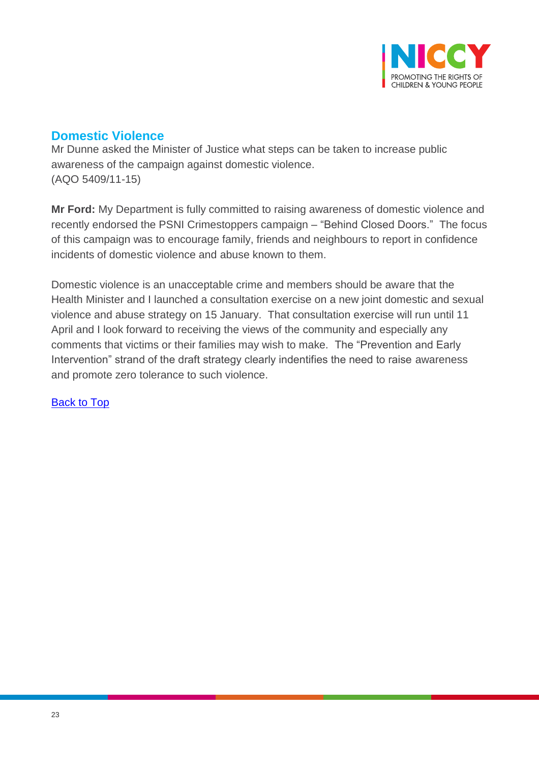## Domestic Violence

Mr Dunne asked the Minister of Justice what steps can be taken to increase public awareness of the campaign against domestic violence.
(AQO 5409/11-15)

**Mr Ford:** My Department is fully committed to raising awareness of domestic violence and recently endorsed the PSNI Crimestoppers campaign – "Behind Closed Doors." The focus of this campaign was to encourage family, friends and neighbours to report in confidence incidents of domestic violence and abuse known to them.

Domestic violence is an unacceptable crime and members should be aware that the Health Minister and I launched a consultation exercise on a new joint domestic and sexual violence and abuse strategy on 15 January. That consultation exercise will run until 11 April and I look forward to receiving the views of the community and especially any comments that victims or their families may wish to make. The "Prevention and Early Intervention" strand of the draft strategy clearly indentifies the need to raise awareness and promote zero tolerance to such violence.

Back to Top